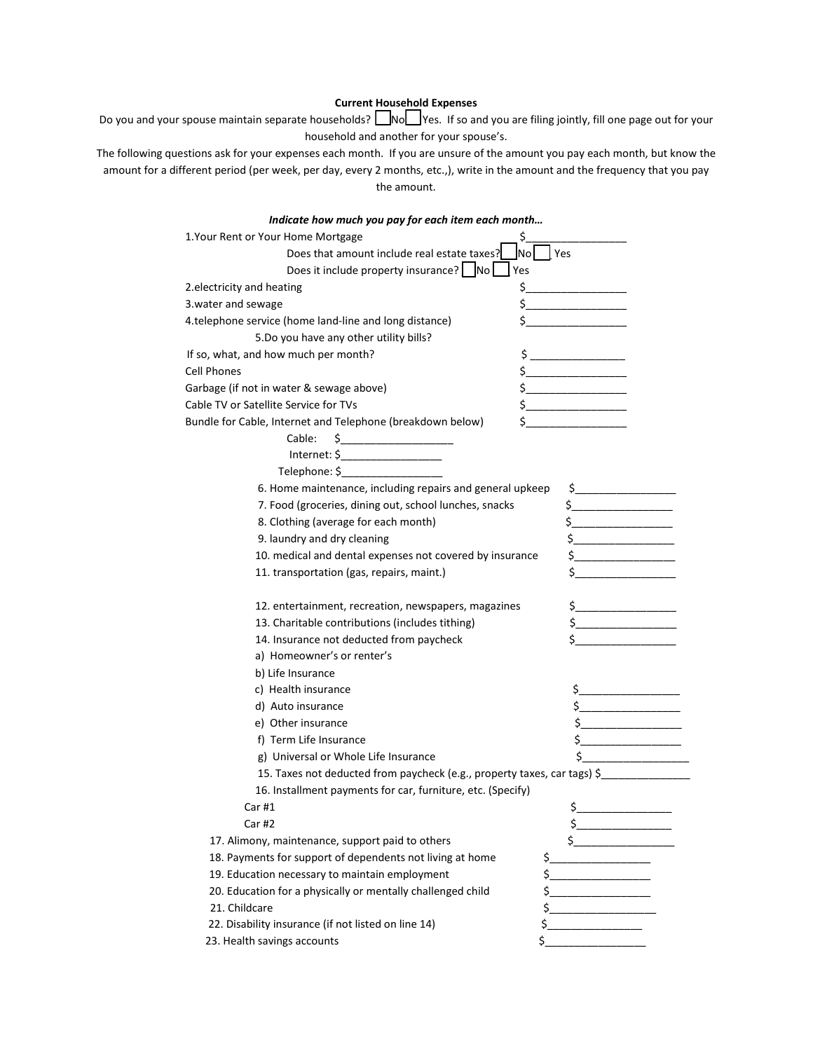**Current Household Expenses**

Do you and your spouse maintain separate households? ☐ No ☐ Yes. If so and you are filing jointly, fill one page out for your household and another for your spouse's.

The following questions ask for your expenses each month. If you are unsure of the amount you pay each month, but know the amount for a different period (per week, per day, every 2 months, etc.,), write in the amount and the frequency that you pay the amount.

***Indicate how much you pay for each item each month…***

1.Your Rent or Your Home Mortgage $_________________

Does that amount include real estate taxes? ☐ No ☐ Yes

Does it include property insurance? ☐ No ☐ Yes

2.electricity and heating $_________________

3.water and sewage $_________________

4.telephone service (home land-line and long distance) $_________________

5.Do you have any other utility bills?

If so, what, and how much per month? $ ________________

Cell Phones $_________________

Garbage (if not in water & sewage above) $_________________

Cable TV or Satellite Service for TVs $_________________

Bundle for Cable, Internet and Telephone (breakdown below) $_________________

Cable: $___________________

Internet: $_________________

Telephone: $_________________

6. Home maintenance, including repairs and general upkeep $_________________

7. Food (groceries, dining out, school lunches, snacks $_________________

8. Clothing (average for each month) $_________________

9. laundry and dry cleaning $_________________

10. medical and dental expenses not covered by insurance $_________________

11. transportation (gas, repairs, maint.) $_________________

12. entertainment, recreation, newspapers, magazines $_________________

13. Charitable contributions (includes tithing) $_________________

14. Insurance not deducted from paycheck $_________________

a) Homeowner's or renter's

b) Life Insurance

c) Health insurance $_________________

d) Auto insurance $_________________

e) Other insurance $_________________

f) Term Life Insurance $_________________

g) Universal or Whole Life Insurance $__________________

15. Taxes not deducted from paycheck (e.g., property taxes, car tags) $_______________

16. Installment payments for car, furniture, etc. (Specify)

Car #1 $________________

Car #2 $________________

17. Alimony, maintenance, support paid to others $_________________

18. Payments for support of dependents not living at home $_________________

19. Education necessary to maintain employment $_________________

20. Education for a physically or mentally challenged child $_________________

21. Childcare $__________________

22. Disability insurance (if not listed on line 14) $________________

23. Health savings accounts $_________________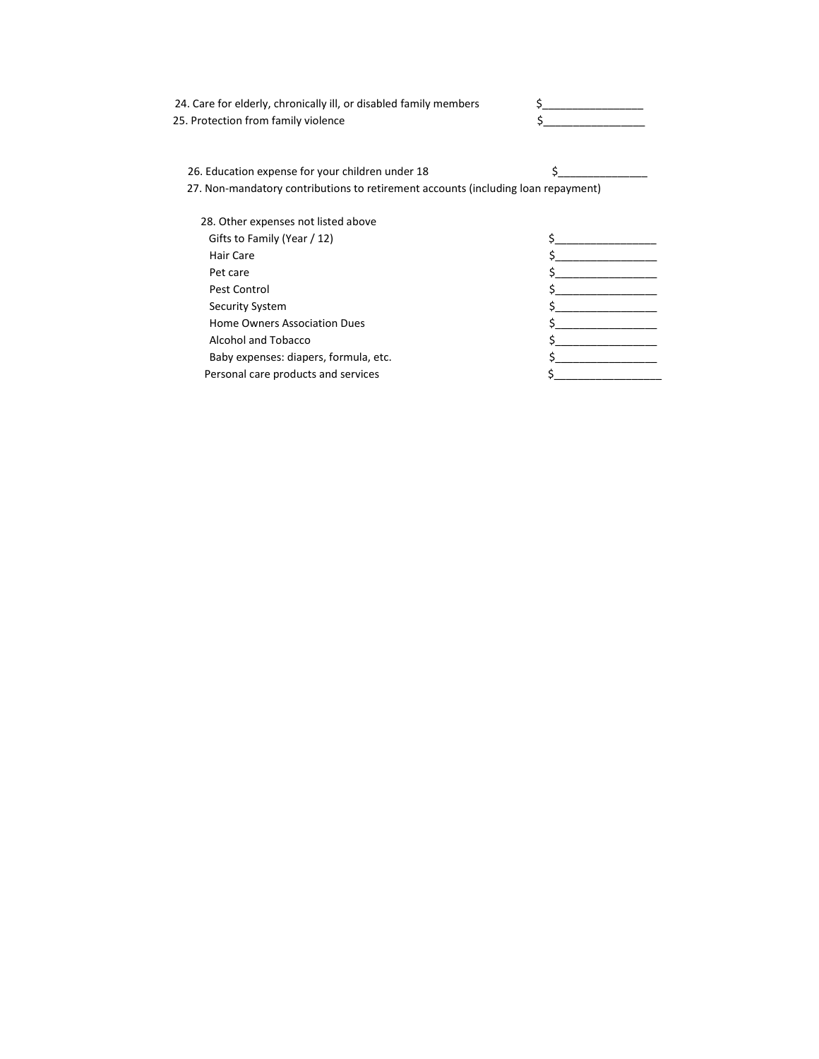24. Care for elderly, chronically ill, or disabled family members $_________________
25. Protection from family violence $_________________

26. Education expense for your children under 18 $_______________
27. Non-mandatory contributions to retirement accounts (including loan repayment)

28. Other expenses not listed above

| | |
|---|---|
| Gifts to Family (Year / 12) | $_________________ |
| Hair Care | $_________________ |
| Pet care | $_________________ |
| Pest Control | $_________________ |
| Security System | $_________________ |
| Home Owners Association Dues | $_________________ |
| Alcohol and Tobacco | $_________________ |
| Baby expenses: diapers, formula, etc. | $_________________ |
| Personal care products and services | $__________________ |